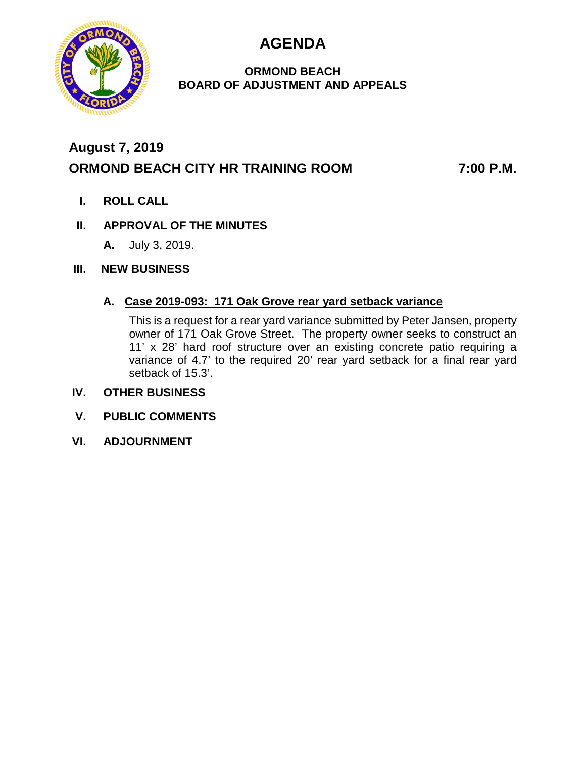# AGENDA

### ORMOND BEACH
### BOARD OF ADJUSTMENT AND APPEALS

## August 7, 2019

## ORMOND BEACH CITY HR TRAINING ROOM 7:00 P.M.

**I. ROLL CALL**

**II. APPROVAL OF THE MINUTES**

**A.** July 3, 2019.

**III. NEW BUSINESS**

**A. Case 2019-093: 171 Oak Grove rear yard setback variance**

This is a request for a rear yard variance submitted by Peter Jansen, property owner of 171 Oak Grove Street. The property owner seeks to construct an 11' x 28' hard roof structure over an existing concrete patio requiring a variance of 4.7' to the required 20' rear yard setback for a final rear yard setback of 15.3'.

**IV. OTHER BUSINESS**

**V. PUBLIC COMMENTS**

**VI. ADJOURNMENT**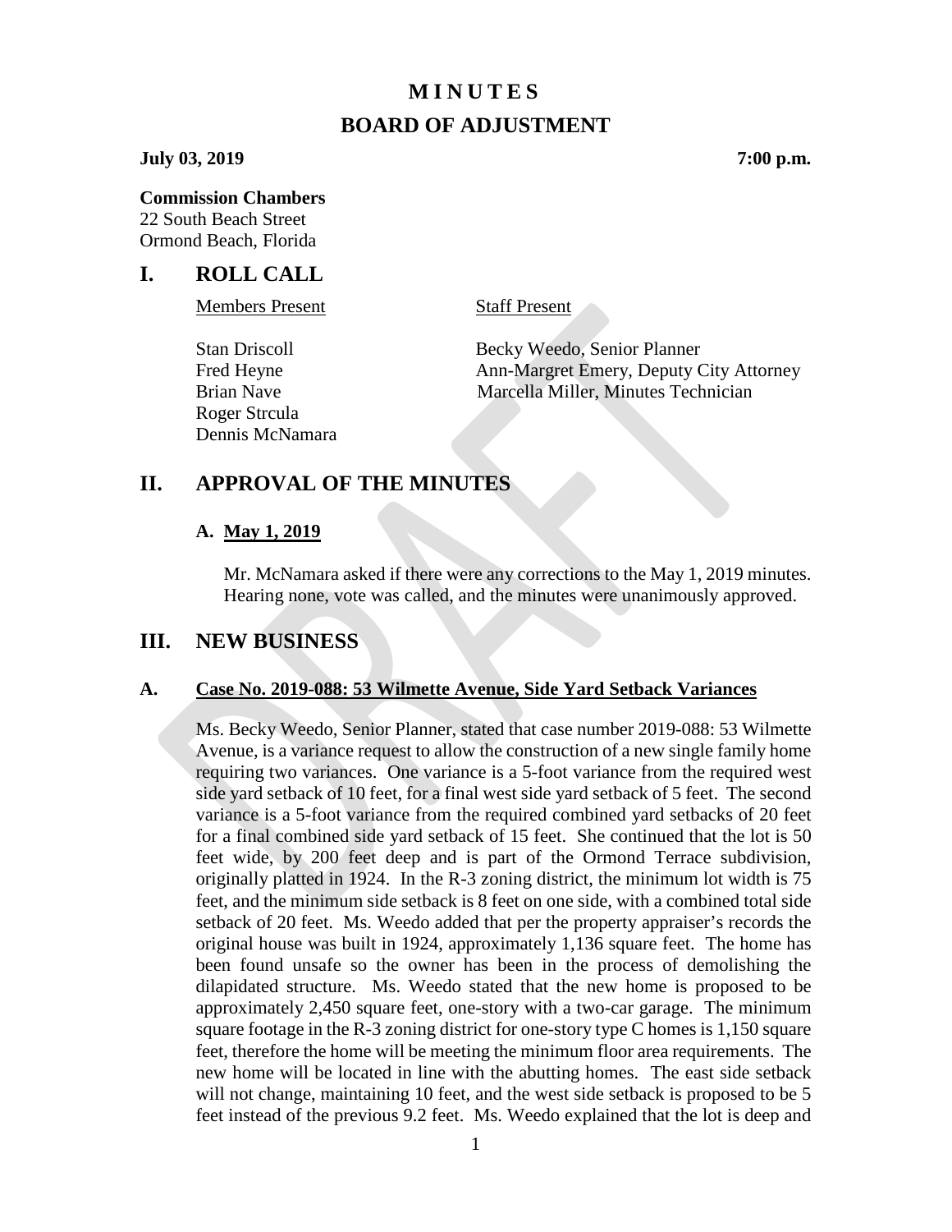# MINUTES

# BOARD OF ADJUSTMENT

**July 03, 2019** **7:00 p.m.**

**Commission Chambers**
22 South Beach Street
Ormond Beach, Florida

## I. ROLL CALL

| Members Present | Staff Present |
|---|---|
| Stan Driscoll | Becky Weedo, Senior Planner |
| Fred Heyne | Ann-Margret Emery, Deputy City Attorney |
| Brian Nave | Marcella Miller, Minutes Technician |
| Roger Strcula | |
| Dennis McNamara | |

## II. APPROVAL OF THE MINUTES

### A. May 1, 2019

Mr. McNamara asked if there were any corrections to the May 1, 2019 minutes. Hearing none, vote was called, and the minutes were unanimously approved.

## III. NEW BUSINESS

### A. Case No. 2019-088: 53 Wilmette Avenue, Side Yard Setback Variances

Ms. Becky Weedo, Senior Planner, stated that case number 2019-088: 53 Wilmette Avenue, is a variance request to allow the construction of a new single family home requiring two variances. One variance is a 5-foot variance from the required west side yard setback of 10 feet, for a final west side yard setback of 5 feet. The second variance is a 5-foot variance from the required combined yard setbacks of 20 feet for a final combined side yard setback of 15 feet. She continued that the lot is 50 feet wide, by 200 feet deep and is part of the Ormond Terrace subdivision, originally platted in 1924. In the R-3 zoning district, the minimum lot width is 75 feet, and the minimum side setback is 8 feet on one side, with a combined total side setback of 20 feet. Ms. Weedo added that per the property appraiser's records the original house was built in 1924, approximately 1,136 square feet. The home has been found unsafe so the owner has been in the process of demolishing the dilapidated structure. Ms. Weedo stated that the new home is proposed to be approximately 2,450 square feet, one-story with a two-car garage. The minimum square footage in the R-3 zoning district for one-story type C homes is 1,150 square feet, therefore the home will be meeting the minimum floor area requirements. The new home will be located in line with the abutting homes. The east side setback will not change, maintaining 10 feet, and the west side setback is proposed to be 5 feet instead of the previous 9.2 feet. Ms. Weedo explained that the lot is deep and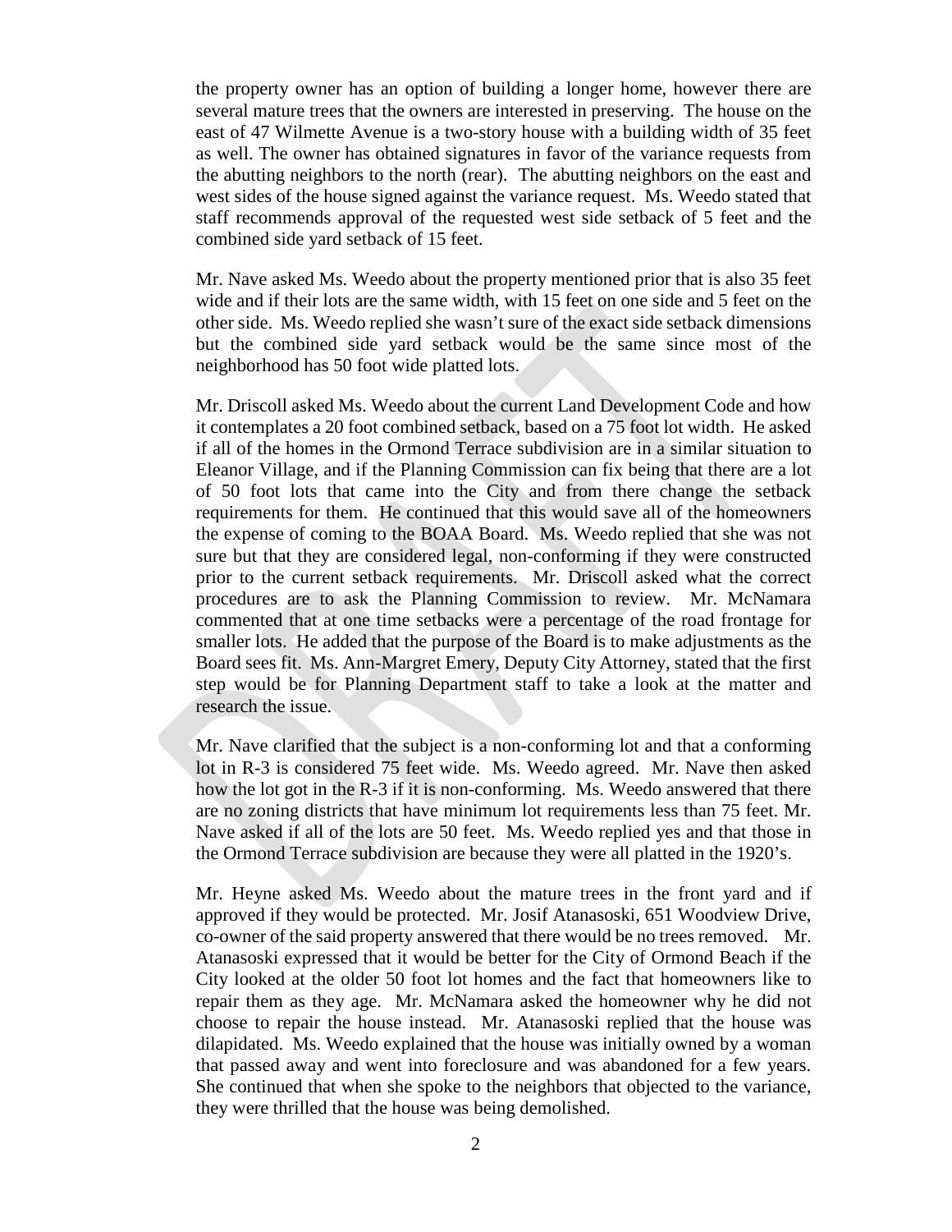the property owner has an option of building a longer home, however there are several mature trees that the owners are interested in preserving. The house on the east of 47 Wilmette Avenue is a two-story house with a building width of 35 feet as well. The owner has obtained signatures in favor of the variance requests from the abutting neighbors to the north (rear). The abutting neighbors on the east and west sides of the house signed against the variance request. Ms. Weedo stated that staff recommends approval of the requested west side setback of 5 feet and the combined side yard setback of 15 feet.

Mr. Nave asked Ms. Weedo about the property mentioned prior that is also 35 feet wide and if their lots are the same width, with 15 feet on one side and 5 feet on the other side. Ms. Weedo replied she wasn't sure of the exact side setback dimensions but the combined side yard setback would be the same since most of the neighborhood has 50 foot wide platted lots.

Mr. Driscoll asked Ms. Weedo about the current Land Development Code and how it contemplates a 20 foot combined setback, based on a 75 foot lot width. He asked if all of the homes in the Ormond Terrace subdivision are in a similar situation to Eleanor Village, and if the Planning Commission can fix being that there are a lot of 50 foot lots that came into the City and from there change the setback requirements for them. He continued that this would save all of the homeowners the expense of coming to the BOAA Board. Ms. Weedo replied that she was not sure but that they are considered legal, non-conforming if they were constructed prior to the current setback requirements. Mr. Driscoll asked what the correct procedures are to ask the Planning Commission to review. Mr. McNamara commented that at one time setbacks were a percentage of the road frontage for smaller lots. He added that the purpose of the Board is to make adjustments as the Board sees fit. Ms. Ann-Margret Emery, Deputy City Attorney, stated that the first step would be for Planning Department staff to take a look at the matter and research the issue.

Mr. Nave clarified that the subject is a non-conforming lot and that a conforming lot in R-3 is considered 75 feet wide. Ms. Weedo agreed. Mr. Nave then asked how the lot got in the R-3 if it is non-conforming. Ms. Weedo answered that there are no zoning districts that have minimum lot requirements less than 75 feet. Mr. Nave asked if all of the lots are 50 feet. Ms. Weedo replied yes and that those in the Ormond Terrace subdivision are because they were all platted in the 1920's.

Mr. Heyne asked Ms. Weedo about the mature trees in the front yard and if approved if they would be protected. Mr. Josif Atanasoski, 651 Woodview Drive, co-owner of the said property answered that there would be no trees removed. Mr. Atanasoski expressed that it would be better for the City of Ormond Beach if the City looked at the older 50 foot lot homes and the fact that homeowners like to repair them as they age. Mr. McNamara asked the homeowner why he did not choose to repair the house instead. Mr. Atanasoski replied that the house was dilapidated. Ms. Weedo explained that the house was initially owned by a woman that passed away and went into foreclosure and was abandoned for a few years. She continued that when she spoke to the neighbors that objected to the variance, they were thrilled that the house was being demolished.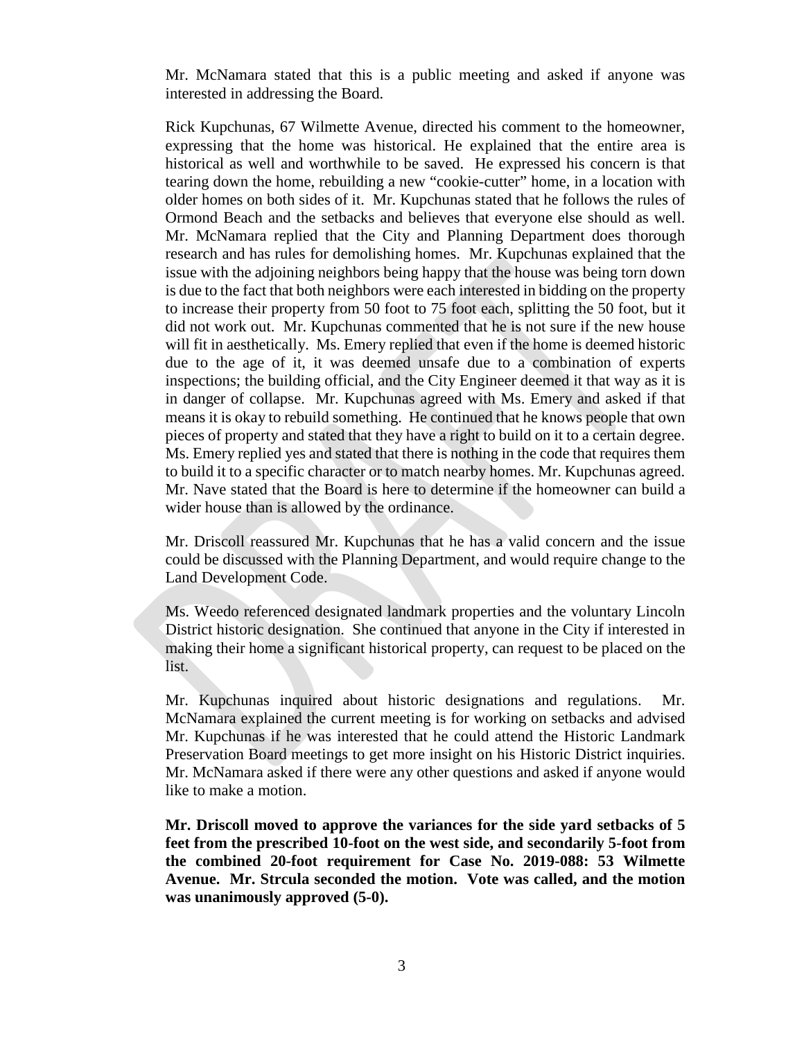Mr. McNamara stated that this is a public meeting and asked if anyone was interested in addressing the Board.

Rick Kupchunas, 67 Wilmette Avenue, directed his comment to the homeowner, expressing that the home was historical. He explained that the entire area is historical as well and worthwhile to be saved. He expressed his concern is that tearing down the home, rebuilding a new "cookie-cutter" home, in a location with older homes on both sides of it. Mr. Kupchunas stated that he follows the rules of Ormond Beach and the setbacks and believes that everyone else should as well. Mr. McNamara replied that the City and Planning Department does thorough research and has rules for demolishing homes. Mr. Kupchunas explained that the issue with the adjoining neighbors being happy that the house was being torn down is due to the fact that both neighbors were each interested in bidding on the property to increase their property from 50 foot to 75 foot each, splitting the 50 foot, but it did not work out. Mr. Kupchunas commented that he is not sure if the new house will fit in aesthetically. Ms. Emery replied that even if the home is deemed historic due to the age of it, it was deemed unsafe due to a combination of experts inspections; the building official, and the City Engineer deemed it that way as it is in danger of collapse. Mr. Kupchunas agreed with Ms. Emery and asked if that means it is okay to rebuild something. He continued that he knows people that own pieces of property and stated that they have a right to build on it to a certain degree. Ms. Emery replied yes and stated that there is nothing in the code that requires them to build it to a specific character or to match nearby homes. Mr. Kupchunas agreed. Mr. Nave stated that the Board is here to determine if the homeowner can build a wider house than is allowed by the ordinance.

Mr. Driscoll reassured Mr. Kupchunas that he has a valid concern and the issue could be discussed with the Planning Department, and would require change to the Land Development Code.

Ms. Weedo referenced designated landmark properties and the voluntary Lincoln District historic designation. She continued that anyone in the City if interested in making their home a significant historical property, can request to be placed on the list.

Mr. Kupchunas inquired about historic designations and regulations. Mr. McNamara explained the current meeting is for working on setbacks and advised Mr. Kupchunas if he was interested that he could attend the Historic Landmark Preservation Board meetings to get more insight on his Historic District inquiries. Mr. McNamara asked if there were any other questions and asked if anyone would like to make a motion.

**Mr. Driscoll moved to approve the variances for the side yard setbacks of 5 feet from the prescribed 10-foot on the west side, and secondarily 5-foot from the combined 20-foot requirement for Case No. 2019-088: 53 Wilmette Avenue. Mr. Strcula seconded the motion. Vote was called, and the motion was unanimously approved (5-0).**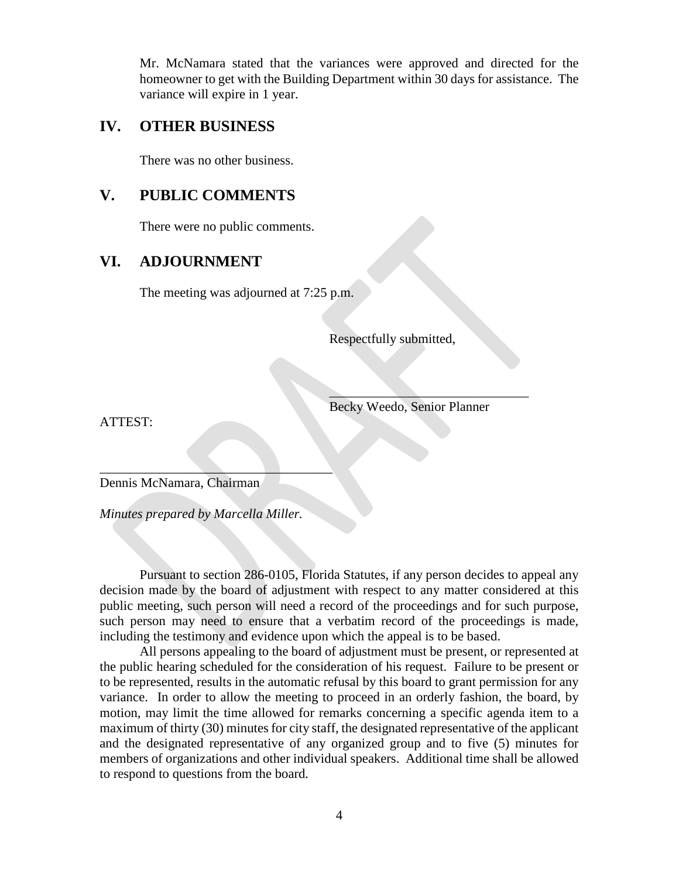Mr. McNamara stated that the variances were approved and directed for the homeowner to get with the Building Department within 30 days for assistance. The variance will expire in 1 year.

## IV. OTHER BUSINESS

There was no other business.

## V. PUBLIC COMMENTS

There were no public comments.

## VI. ADJOURNMENT

The meeting was adjourned at 7:25 p.m.

Respectfully submitted,

______________________________
Becky Weedo, Senior Planner

ATTEST:

___________________________________
Dennis McNamara, Chairman

*Minutes prepared by Marcella Miller.*

Pursuant to section 286-0105, Florida Statutes, if any person decides to appeal any decision made by the board of adjustment with respect to any matter considered at this public meeting, such person will need a record of the proceedings and for such purpose, such person may need to ensure that a verbatim record of the proceedings is made, including the testimony and evidence upon which the appeal is to be based.

All persons appealing to the board of adjustment must be present, or represented at the public hearing scheduled for the consideration of his request. Failure to be present or to be represented, results in the automatic refusal by this board to grant permission for any variance. In order to allow the meeting to proceed in an orderly fashion, the board, by motion, may limit the time allowed for remarks concerning a specific agenda item to a maximum of thirty (30) minutes for city staff, the designated representative of the applicant and the designated representative of any organized group and to five (5) minutes for members of organizations and other individual speakers. Additional time shall be allowed to respond to questions from the board.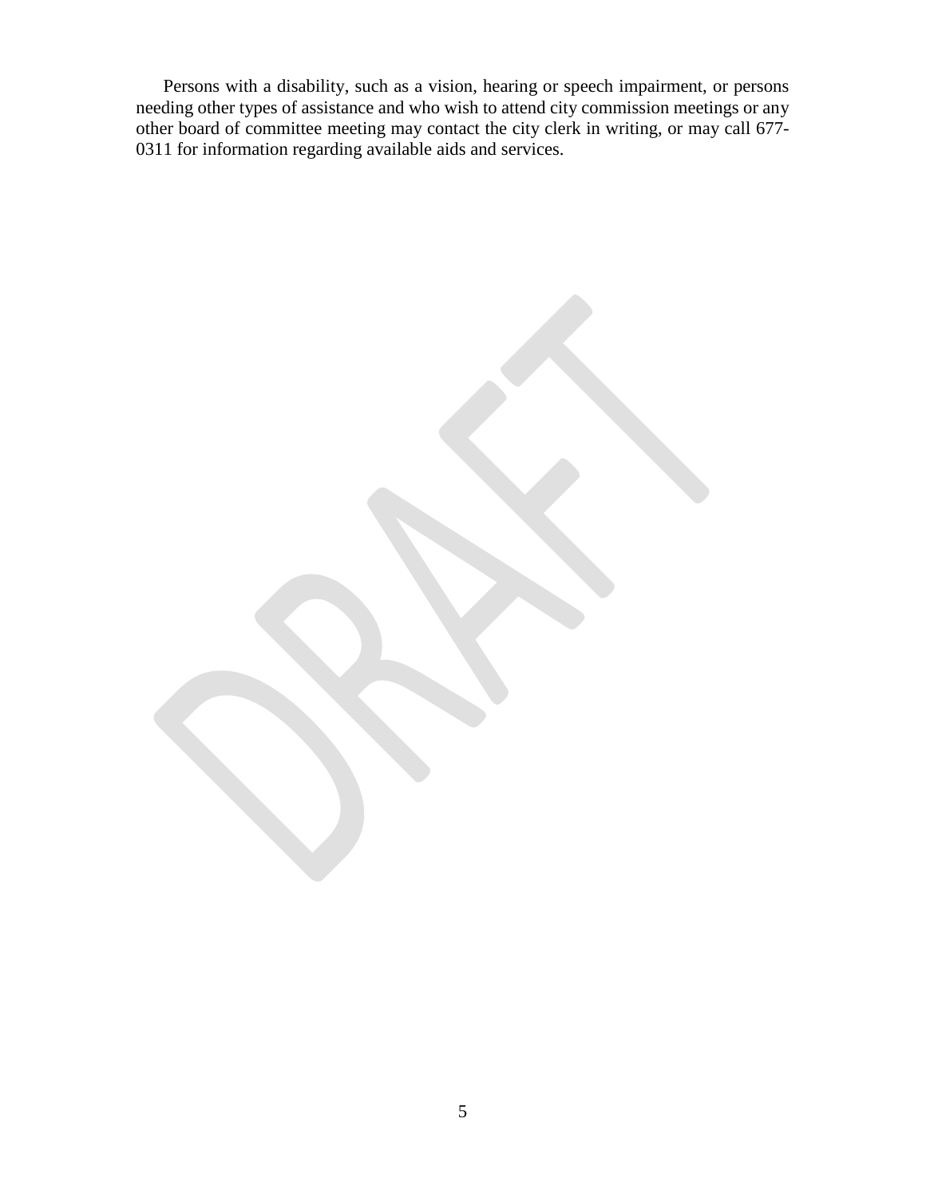Persons with a disability, such as a vision, hearing or speech impairment, or persons needing other types of assistance and who wish to attend city commission meetings or any other board of committee meeting may contact the city clerk in writing, or may call 677-0311 for information regarding available aids and services.